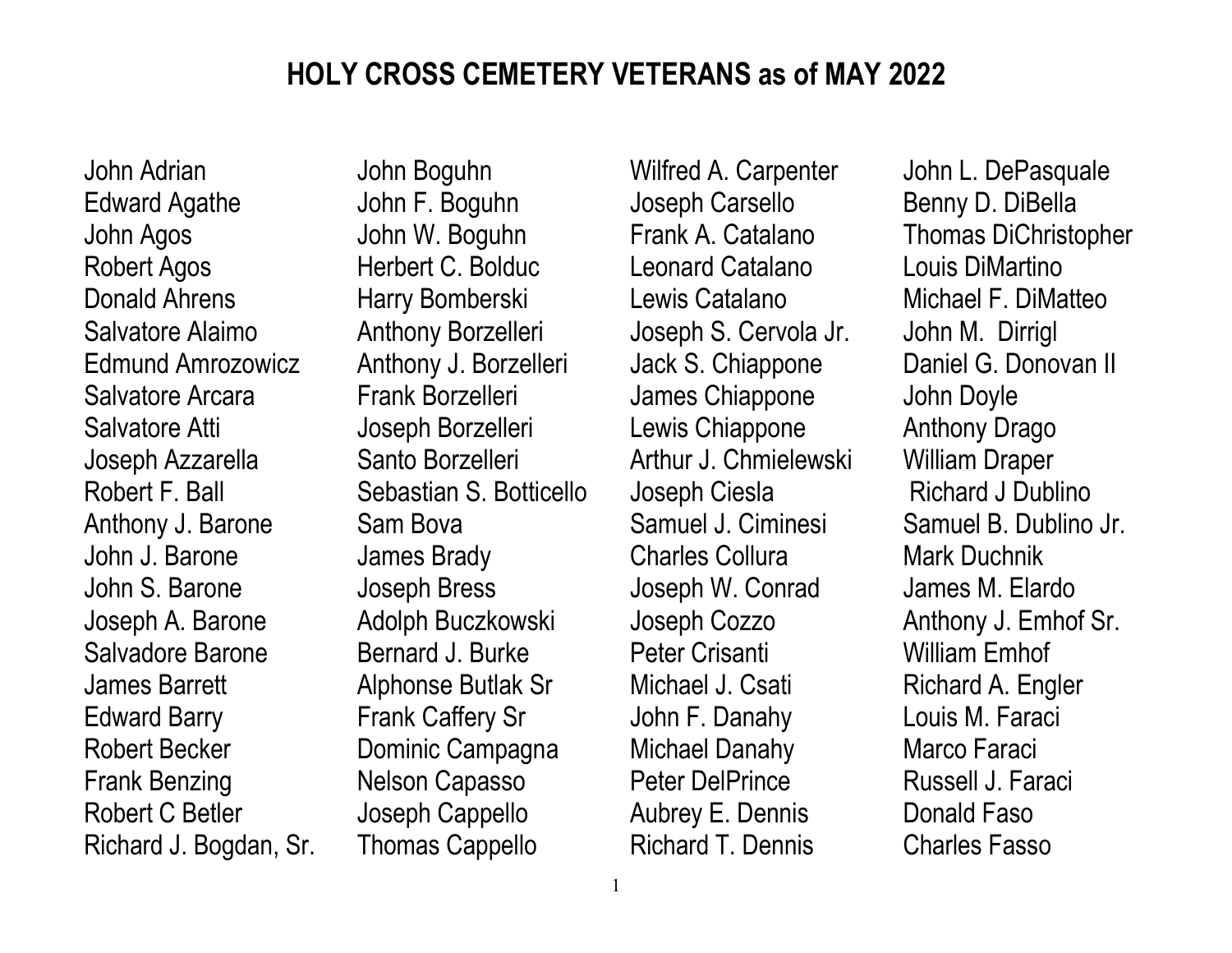# HOLY CROSS CEMETERY VETERANS as of MAY 2022

John Adrian
Edward Agathe
John Agos
Robert Agos
Donald Ahrens
Salvatore Alaimo
Edmund Amrozowicz
Salvatore Arcara
Salvatore Atti
Joseph Azzarella
Robert F. Ball
Anthony J. Barone
John J. Barone
John S. Barone
Joseph A. Barone
Salvadore Barone
James Barrett
Edward Barry
Robert Becker
Frank Benzing
Robert C Betler
Richard J. Bogdan, Sr.

John Boguhn
John F. Boguhn
John W. Boguhn
Herbert C. Bolduc
Harry Bomberski
Anthony Borzelleri
Anthony J. Borzelleri
Frank Borzelleri
Joseph Borzelleri
Santo Borzelleri
Sebastian S. Botticello
Sam Bova
James Brady
Joseph Bress
Adolph Buczkowski
Bernard J. Burke
Alphonse Butlak Sr
Frank Caffery Sr
Dominic Campagna
Nelson Capasso
Joseph Cappello
Thomas Cappello

Wilfred A. Carpenter
Joseph Carsello
Frank A. Catalano
Leonard Catalano
Lewis Catalano
Joseph S. Cervola Jr.
Jack S. Chiappone
James Chiappone
Lewis Chiappone
Arthur J. Chmielewski
Joseph Ciesla
Samuel J. Ciminesi
Charles Collura
Joseph W. Conrad
Joseph Cozzo
Peter Crisanti
Michael J. Csati
John F. Danahy
Michael Danahy
Peter DelPrince
Aubrey E. Dennis
Richard T. Dennis

John L. DePasquale
Benny D. DiBella
Thomas DiChristopher
Louis DiMartino
Michael F. DiMatteo
John M. Dirrigl
Daniel G. Donovan II
John Doyle
Anthony Drago
William Draper
Richard J Dublino
Samuel B. Dublino Jr.
Mark Duchnik
James M. Elardo
Anthony J. Emhof Sr.
William Emhof
Richard A. Engler
Louis M. Faraci
Marco Faraci
Russell J. Faraci
Donald Faso
Charles Fasso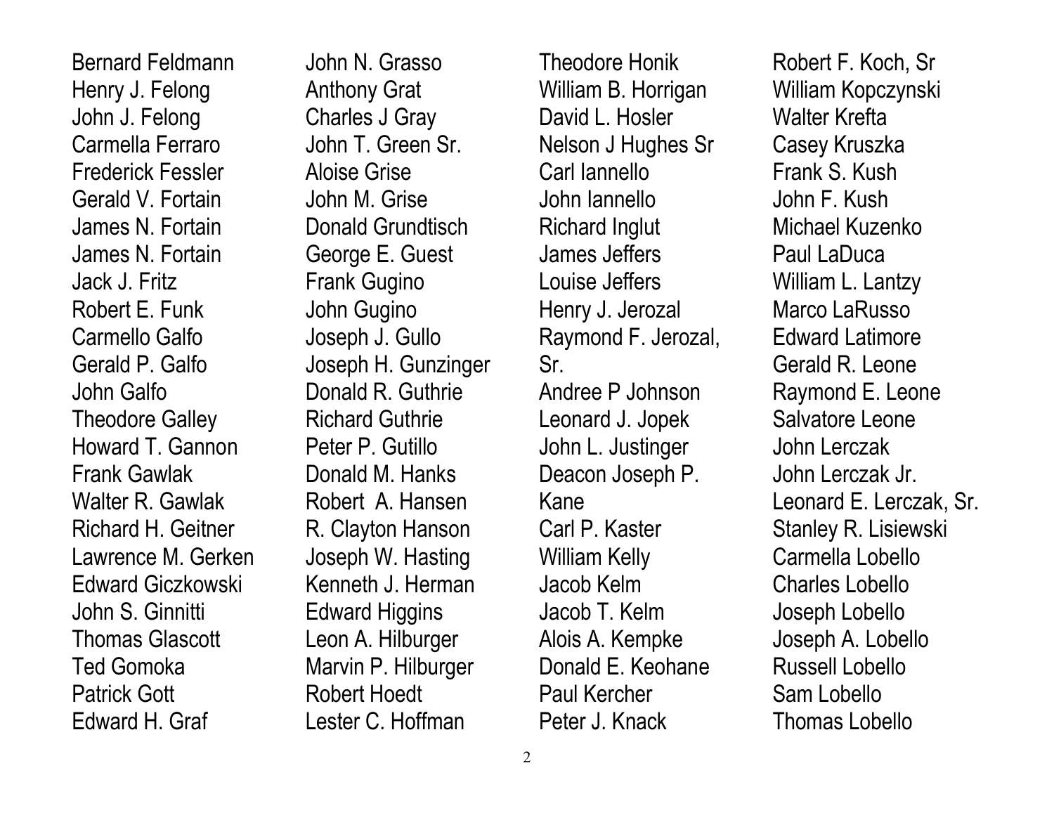Bernard Feldmann
Henry J. Felong
John J. Felong
Carmella Ferraro
Frederick Fessler
Gerald V. Fortain
James N. Fortain
James N. Fortain
Jack J. Fritz
Robert E. Funk
Carmello Galfo
Gerald P. Galfo
John Galfo
Theodore Galley
Howard T. Gannon
Frank Gawlak
Walter R. Gawlak
Richard H. Geitner
Lawrence M. Gerken
Edward Giczkowski
John S. Ginnitti
Thomas Glascott
Ted Gomoka
Patrick Gott
Edward H. Graf

John N. Grasso
Anthony Grat
Charles J Gray
John T. Green Sr.
Aloise Grise
John M. Grise
Donald Grundtisch
George E. Guest
Frank Gugino
John Gugino
Joseph J. Gullo
Joseph H. Gunzinger
Donald R. Guthrie
Richard Guthrie
Peter P. Gutillo
Donald M. Hanks
Robert A. Hansen
R. Clayton Hanson
Joseph W. Hasting
Kenneth J. Herman
Edward Higgins
Leon A. Hilburger
Marvin P. Hilburger
Robert Hoedt
Lester C. Hoffman

Theodore Honik
William B. Horrigan
David L. Hosler
Nelson J Hughes Sr
Carl Iannello
John Iannello
Richard Inglut
James Jeffers
Louise Jeffers
Henry J. Jerozal
Raymond F. Jerozal, Sr.
Andree P Johnson
Leonard J. Jopek
John L. Justinger
Deacon Joseph P. Kane
Carl P. Kaster
William Kelly
Jacob Kelm
Jacob T. Kelm
Alois A. Kempke
Donald E. Keohane
Paul Kercher
Peter J. Knack

Robert F. Koch, Sr
William Kopczynski
Walter Krefta
Casey Kruszka
Frank S. Kush
John F. Kush
Michael Kuzenko
Paul LaDuca
William L. Lantzy
Marco LaRusso
Edward Latimore
Gerald R. Leone
Raymond E. Leone
Salvatore Leone
John Lerczak
John Lerczak Jr.
Leonard E. Lerczak, Sr.
Stanley R. Lisiewski
Carmella Lobello
Charles Lobello
Joseph Lobello
Joseph A. Lobello
Russell Lobello
Sam Lobello
Thomas Lobello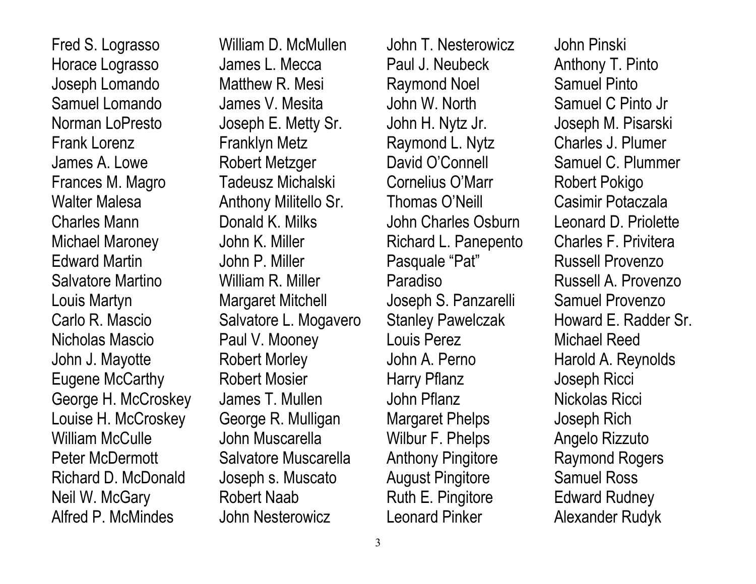Fred S. Lograsso
Horace Lograsso
Joseph Lomando
Samuel Lomando
Norman LoPresto
Frank Lorenz
James A. Lowe
Frances M. Magro
Walter Malesa
Charles Mann
Michael Maroney
Edward Martin
Salvatore Martino
Louis Martyn
Carlo R. Mascio
Nicholas Mascio
John J. Mayotte
Eugene McCarthy
George H. McCroskey
Louise H. McCroskey
William McCulle
Peter McDermott
Richard D. McDonald
Neil W. McGary
Alfred P. McMindes

William D. McMullen
James L. Mecca
Matthew R. Mesi
James V. Mesita
Joseph E. Metty Sr.
Franklyn Metz
Robert Metzger
Tadeusz Michalski
Anthony Militello Sr.
Donald K. Milks
John K. Miller
John P. Miller
William R. Miller
Margaret Mitchell
Salvatore L. Mogavero
Paul V. Mooney
Robert Morley
Robert Mosier
James T. Mullen
George R. Mulligan
John Muscarella
Salvatore Muscarella
Joseph s. Muscato
Robert Naab
John Nesterowicz

John T. Nesterowicz
Paul J. Neubeck
Raymond Noel
John W. North
John H. Nytz Jr.
Raymond L. Nytz
David O'Connell
Cornelius O'Marr
Thomas O'Neill
John Charles Osburn
Richard L. Panepento
Pasquale "Pat" Paradiso
Joseph S. Panzarelli
Stanley Pawelczak
Louis Perez
John A. Perno
Harry Pflanz
John Pflanz
Margaret Phelps
Wilbur F. Phelps
Anthony Pingitore
August Pingitore
Ruth E. Pingitore
Leonard Pinker

John Pinski
Anthony T. Pinto
Samuel Pinto
Samuel C Pinto Jr
Joseph M. Pisarski
Charles J. Plumer
Samuel C. Plummer
Robert Pokigo
Casimir Potaczala
Leonard D. Priolette
Charles F. Privitera
Russell Provenzo
Russell A. Provenzo
Samuel Provenzo
Howard E. Radder Sr.
Michael Reed
Harold A. Reynolds
Joseph Ricci
Nickolas Ricci
Joseph Rich
Angelo Rizzuto
Raymond Rogers
Samuel Ross
Edward Rudney
Alexander Rudyk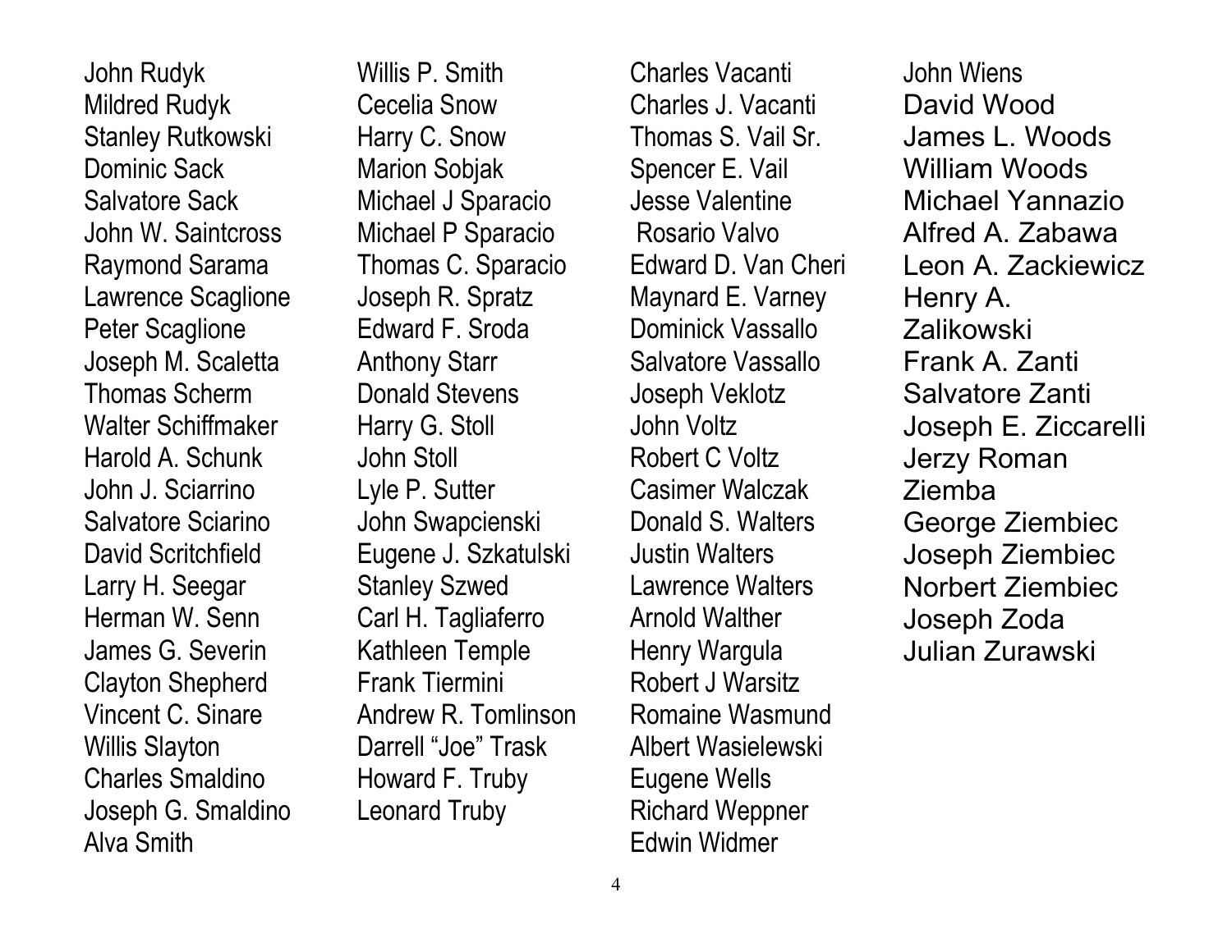John Rudyk
Mildred Rudyk
Stanley Rutkowski
Dominic Sack
Salvatore Sack
John W. Saintcross
Raymond Sarama
Lawrence Scaglione
Peter Scaglione
Joseph M. Scaletta
Thomas Scherm
Walter Schiffmaker
Harold A. Schunk
John J. Sciarrino
Salvatore Sciarino
David Scritchfield
Larry H. Seegar
Herman W. Senn
James G. Severin
Clayton Shepherd
Vincent C. Sinare
Willis Slayton
Charles Smaldino
Joseph G. Smaldino
Alva Smith

Willis P. Smith
Cecelia Snow
Harry C. Snow
Marion Sobjak
Michael J Sparacio
Michael P Sparacio
Thomas C. Sparacio
Joseph R. Spratz
Edward F. Sroda
Anthony Starr
Donald Stevens
Harry G. Stoll
John Stoll
Lyle P. Sutter
John Swapcienski
Eugene J. Szkatulski
Stanley Szwed
Carl H. Tagliaferro
Kathleen Temple
Frank Tiermini
Andrew R. Tomlinson
Darrell "Joe" Trask
Howard F. Truby
Leonard Truby

Charles Vacanti
Charles J. Vacanti
Thomas S. Vail Sr.
Spencer E. Vail
Jesse Valentine
Rosario Valvo
Edward D. Van Cheri
Maynard E. Varney
Dominick Vassallo
Salvatore Vassallo
Joseph Veklotz
John Voltz
Robert C Voltz
Casimer Walczak
Donald S. Walters
Justin Walters
Lawrence Walters
Arnold Walther
Henry Wargula
Robert J Warsitz
Romaine Wasmund
Albert Wasielewski
Eugene Wells
Richard Weppner
Edwin Widmer

John Wiens
David Wood
James L. Woods
William Woods
Michael Yannazio
Alfred A. Zabawa
Leon A. Zackiewicz
Henry A. Zalikowski
Frank A. Zanti
Salvatore Zanti
Joseph E. Ziccarelli
Jerzy Roman Ziemba
George Ziembiec
Joseph Ziembiec
Norbert Ziembiec
Joseph Zoda
Julian Zurawski